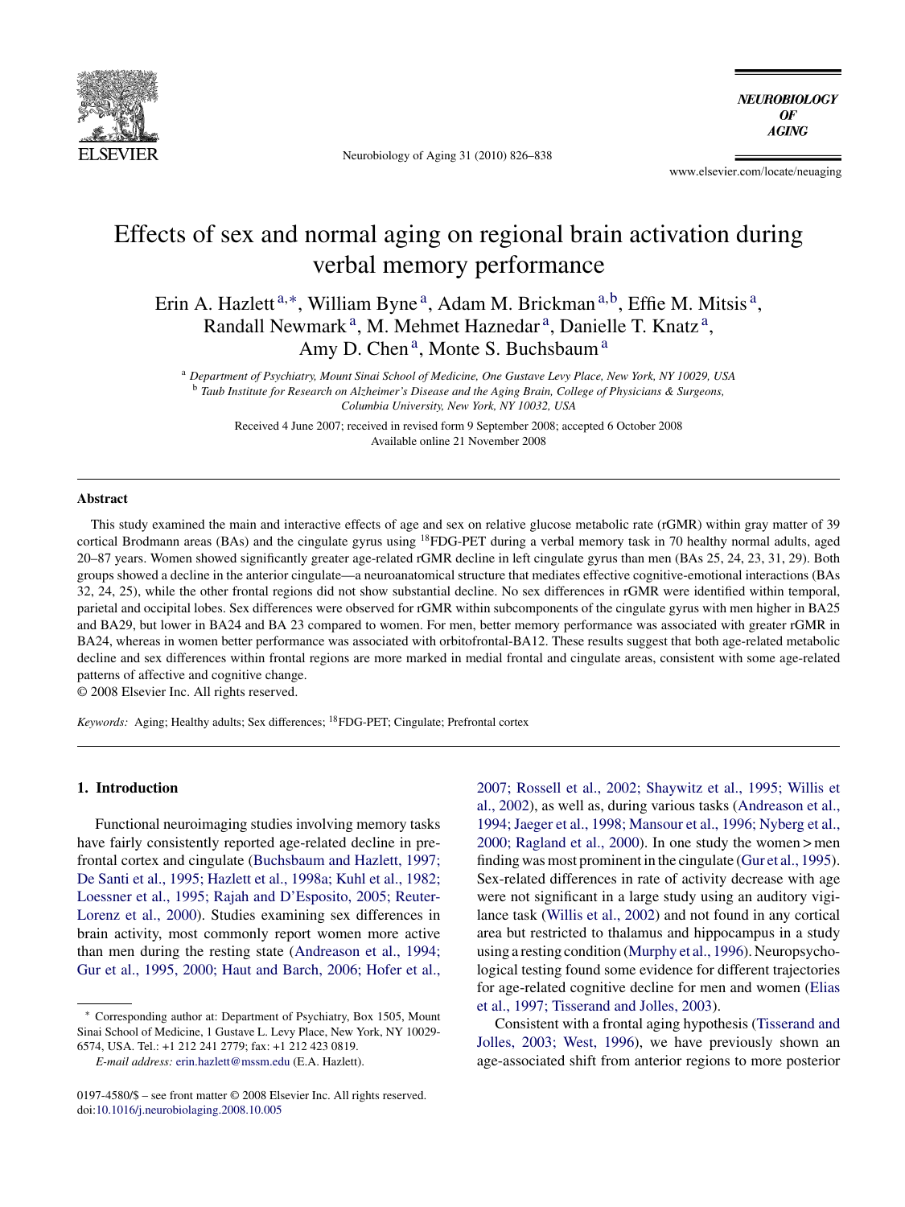# Effects of sex and normal aging on regional brain activation during verbal memory performance

Erin A. Hazlett [a,*], William Byne [a], Adam M. Brickman [a,b], Effie M. Mitsis [a], Randall Newmark [a], M. Mehmet Haznedar [a], Danielle T. Knatz [a], Amy D. Chen [a], Monte S. Buchsbaum [a]

[a] *Department of Psychiatry, Mount Sinai School of Medicine, One Gustave Levy Place, New York, NY 10029, USA*
[b] *Taub Institute for Research on Alzheimer's Disease and the Aging Brain, College of Physicians & Surgeons, Columbia University, New York, NY 10032, USA*

Received 4 June 2007; received in revised form 9 September 2008; accepted 6 October 2008
Available online 21 November 2008

## Abstract

This study examined the main and interactive effects of age and sex on relative glucose metabolic rate (rGMR) within gray matter of 39 cortical Brodmann areas (BAs) and the cingulate gyrus using $^{18}$FDG-PET during a verbal memory task in 70 healthy normal adults, aged 20–87 years. Women showed significantly greater age-related rGMR decline in left cingulate gyrus than men (BAs 25, 24, 23, 31, 29). Both groups showed a decline in the anterior cingulate—a neuroanatomical structure that mediates effective cognitive-emotional interactions (BAs 32, 24, 25), while the other frontal regions did not show substantial decline. No sex differences in rGMR were identified within temporal, parietal and occipital lobes. Sex differences were observed for rGMR within subcomponents of the cingulate gyrus with men higher in BA25 and BA29, but lower in BA24 and BA 23 compared to women. For men, better memory performance was associated with greater rGMR in BA24, whereas in women better performance was associated with orbitofrontal-BA12. These results suggest that both age-related metabolic decline and sex differences within frontal regions are more marked in medial frontal and cingulate areas, consistent with some age-related patterns of affective and cognitive change.

© 2008 Elsevier Inc. All rights reserved.

*Keywords:* Aging; Healthy adults; Sex differences; $^{18}$FDG-PET; Cingulate; Prefrontal cortex

## 1. Introduction

Functional neuroimaging studies involving memory tasks have fairly consistently reported age-related decline in prefrontal cortex and cingulate (Buchsbaum and Hazlett, 1997; De Santi et al., 1995; Hazlett et al., 1998a; Kuhl et al., 1982; Loessner et al., 1995; Rajah and D'Esposito, 2005; Reuter-Lorenz et al., 2000). Studies examining sex differences in brain activity, most commonly report women more active than men during the resting state (Andreason et al., 1994; Gur et al., 1995, 2000; Haut and Barch, 2006; Hofer et al., 2007; Rossell et al., 2002; Shaywitz et al., 1995; Willis et al., 2002), as well as, during various tasks (Andreason et al., 1994; Jaeger et al., 1998; Mansour et al., 1996; Nyberg et al., 2000; Ragland et al., 2000). In one study the women > men finding was most prominent in the cingulate (Gur et al., 1995). Sex-related differences in rate of activity decrease with age were not significant in a large study using an auditory vigilance task (Willis et al., 2002) and not found in any cortical area but restricted to thalamus and hippocampus in a study using a resting condition (Murphy et al., 1996). Neuropsychological testing found some evidence for different trajectories for age-related cognitive decline for men and women (Elias et al., 1997; Tisserand and Jolles, 2003).

Consistent with a frontal aging hypothesis (Tisserand and Jolles, 2003; West, 1996), we have previously shown an age-associated shift from anterior regions to more posterior

---

\* Corresponding author at: Department of Psychiatry, Box 1505, Mount Sinai School of Medicine, 1 Gustave L. Levy Place, New York, NY 10029-6574, USA. Tel.: +1 212 241 2779; fax: +1 212 423 0819.
*E-mail address:* erin.hazlett@mssm.edu (E.A. Hazlett).

0197-4580/$ – see front matter © 2008 Elsevier Inc. All rights reserved.
doi:10.1016/j.neurobiolaging.2008.10.005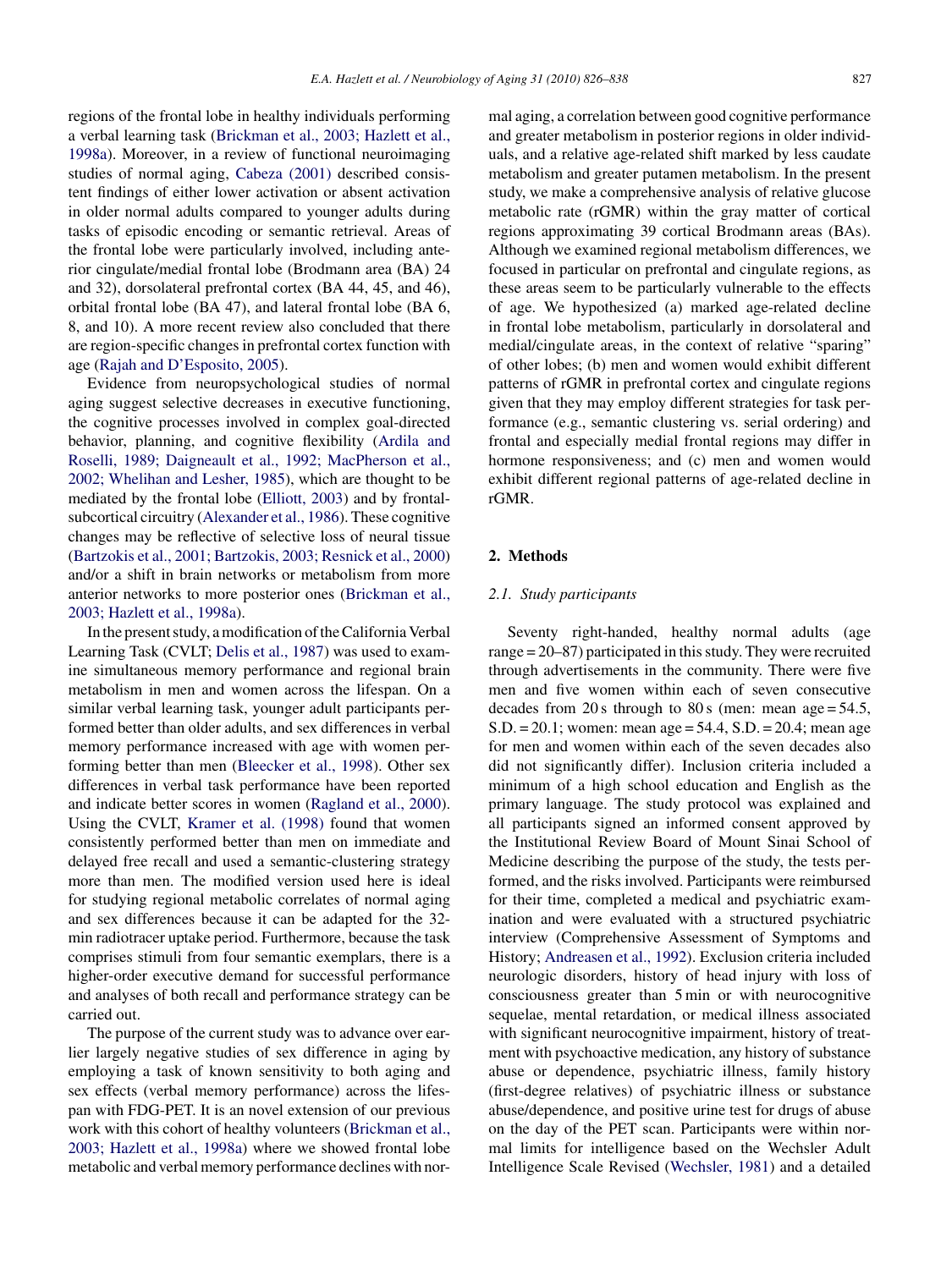regions of the frontal lobe in healthy individuals performing a verbal learning task (Brickman et al., 2003; Hazlett et al., 1998a). Moreover, in a review of functional neuroimaging studies of normal aging, Cabeza (2001) described consistent findings of either lower activation or absent activation in older normal adults compared to younger adults during tasks of episodic encoding or semantic retrieval. Areas of the frontal lobe were particularly involved, including anterior cingulate/medial frontal lobe (Brodmann area (BA) 24 and 32), dorsolateral prefrontal cortex (BA 44, 45, and 46), orbital frontal lobe (BA 47), and lateral frontal lobe (BA 6, 8, and 10). A more recent review also concluded that there are region-specific changes in prefrontal cortex function with age (Rajah and D'Esposito, 2005).

Evidence from neuropsychological studies of normal aging suggest selective decreases in executive functioning, the cognitive processes involved in complex goal-directed behavior, planning, and cognitive flexibility (Ardila and Roselli, 1989; Daigneault et al., 1992; MacPherson et al., 2002; Whelihan and Lesher, 1985), which are thought to be mediated by the frontal lobe (Elliott, 2003) and by frontal-subcortical circuitry (Alexander et al., 1986). These cognitive changes may be reflective of selective loss of neural tissue (Bartzokis et al., 2001; Bartzokis, 2003; Resnick et al., 2000) and/or a shift in brain networks or metabolism from more anterior networks to more posterior ones (Brickman et al., 2003; Hazlett et al., 1998a).

In the present study, a modification of the California Verbal Learning Task (CVLT; Delis et al., 1987) was used to examine simultaneous memory performance and regional brain metabolism in men and women across the lifespan. On a similar verbal learning task, younger adult participants performed better than older adults, and sex differences in verbal memory performance increased with age with women performing better than men (Bleecker et al., 1998). Other sex differences in verbal task performance have been reported and indicate better scores in women (Ragland et al., 2000). Using the CVLT, Kramer et al. (1998) found that women consistently performed better than men on immediate and delayed free recall and used a semantic-clustering strategy more than men. The modified version used here is ideal for studying regional metabolic correlates of normal aging and sex differences because it can be adapted for the 32-min radiotracer uptake period. Furthermore, because the task comprises stimuli from four semantic exemplars, there is a higher-order executive demand for successful performance and analyses of both recall and performance strategy can be carried out.

The purpose of the current study was to advance over earlier largely negative studies of sex difference in aging by employing a task of known sensitivity to both aging and sex effects (verbal memory performance) across the lifespan with FDG-PET. It is an novel extension of our previous work with this cohort of healthy volunteers (Brickman et al., 2003; Hazlett et al., 1998a) where we showed frontal lobe metabolic and verbal memory performance declines with normal aging, a correlation between good cognitive performance and greater metabolism in posterior regions in older individuals, and a relative age-related shift marked by less caudate metabolism and greater putamen metabolism. In the present study, we make a comprehensive analysis of relative glucose metabolic rate (rGMR) within the gray matter of cortical regions approximating 39 cortical Brodmann areas (BAs). Although we examined regional metabolism differences, we focused in particular on prefrontal and cingulate regions, as these areas seem to be particularly vulnerable to the effects of age. We hypothesized (a) marked age-related decline in frontal lobe metabolism, particularly in dorsolateral and medial/cingulate areas, in the context of relative "sparing" of other lobes; (b) men and women would exhibit different patterns of rGMR in prefrontal cortex and cingulate regions given that they may employ different strategies for task performance (e.g., semantic clustering vs. serial ordering) and frontal and especially medial frontal regions may differ in hormone responsiveness; and (c) men and women would exhibit different regional patterns of age-related decline in rGMR.

## 2. Methods

### 2.1. Study participants

Seventy right-handed, healthy normal adults (age range = 20–87) participated in this study. They were recruited through advertisements in the community. There were five men and five women within each of seven consecutive decades from 20 s through to 80 s (men: mean age = 54.5, S.D. = 20.1; women: mean age = 54.4, S.D. = 20.4; mean age for men and women within each of the seven decades also did not significantly differ). Inclusion criteria included a minimum of a high school education and English as the primary language. The study protocol was explained and all participants signed an informed consent approved by the Institutional Review Board of Mount Sinai School of Medicine describing the purpose of the study, the tests performed, and the risks involved. Participants were reimbursed for their time, completed a medical and psychiatric examination and were evaluated with a structured psychiatric interview (Comprehensive Assessment of Symptoms and History; Andreasen et al., 1992). Exclusion criteria included neurologic disorders, history of head injury with loss of consciousness greater than 5 min or with neurocognitive sequelae, mental retardation, or medical illness associated with significant neurocognitive impairment, history of treatment with psychoactive medication, any history of substance abuse or dependence, psychiatric illness, family history (first-degree relatives) of psychiatric illness or substance abuse/dependence, and positive urine test for drugs of abuse on the day of the PET scan. Participants were within normal limits for intelligence based on the Wechsler Adult Intelligence Scale Revised (Wechsler, 1981) and a detailed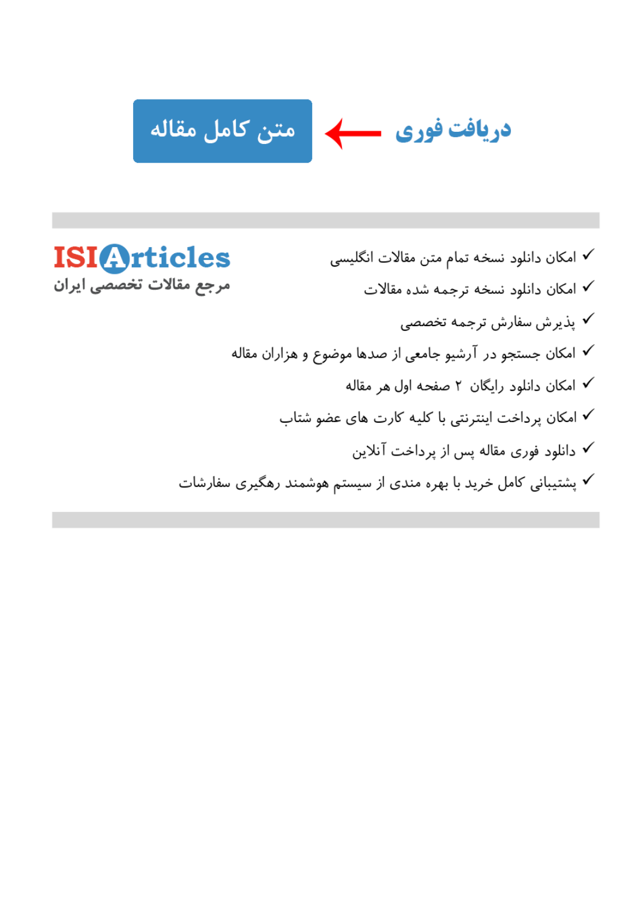دریافت فوری ← متن کامل مقاله

**ISIArticles**
مرجع مقالات تخصصی ایران

- ✓ امکان دانلود نسخه تمام متن مقالات انگلیسی
- ✓ امکان دانلود نسخه ترجمه شده مقالات
- ✓ پذیرش سفارش ترجمه تخصصی
- ✓ امکان جستجو در آرشیو جامعی از صدها موضوع و هزاران مقاله
- ✓ امکان دانلود رایگان ۲ صفحه اول هر مقاله
- ✓ امکان پرداخت اینترنتی با کلیه کارت های عضو شتاب
- ✓ دانلود فوری مقاله پس از پرداخت آنلاین
- ✓ پشتیبانی کامل خرید با بهره مندی از سیستم هوشمند رهگیری سفارشات